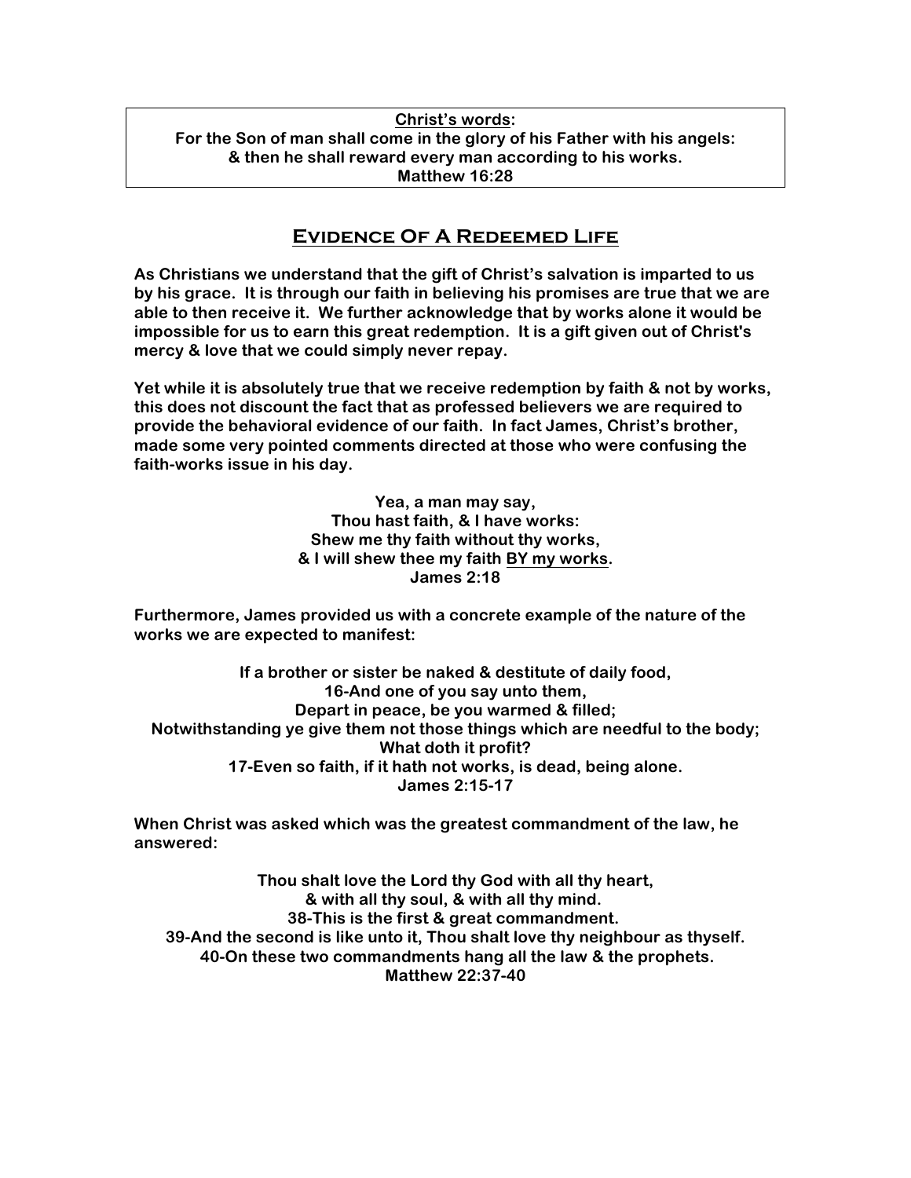**<u>Christ's words</u>:**
**For the Son of man shall come in the glory of his Father with his angels:**
**& then he shall reward every man according to his works.**
**Matthew 16:28**

## <u>Evidence Of A Redeemed Life</u>

**As Christians we understand that the gift of Christ's salvation is imparted to us by his grace. It is through our faith in believing his promises are true that we are able to then receive it. We further acknowledge that by works alone it would be impossible for us to earn this great redemption. It is a gift given out of Christ's mercy & love that we could simply never repay.**

**Yet while it is absolutely true that we receive redemption by faith & not by works, this does not discount the fact that as professed believers we are required to provide the behavioral evidence of our faith. In fact James, Christ's brother, made some very pointed comments directed at those who were confusing the faith-works issue in his day.**

**Yea, a man may say,**
**Thou hast faith, & I have works:**
**Shew me thy faith without thy works,**
**& I will shew thee my faith <u>BY my works</u>.**
**James 2:18**

**Furthermore, James provided us with a concrete example of the nature of the works we are expected to manifest:**

**If a brother or sister be naked & destitute of daily food,**
**16-And one of you say unto them,**
**Depart in peace, be you warmed & filled;**
**Notwithstanding ye give them not those things which are needful to the body;**
**What doth it profit?**
**17-Even so faith, if it hath not works, is dead, being alone.**
**James 2:15-17**

**When Christ was asked which was the greatest commandment of the law, he answered:**

**Thou shalt love the Lord thy God with all thy heart,**
**& with all thy soul, & with all thy mind.**
**38-This is the first & great commandment.**
**39-And the second is like unto it, Thou shalt love thy neighbour as thyself.**
**40-On these two commandments hang all the law & the prophets.**
**Matthew 22:37-40**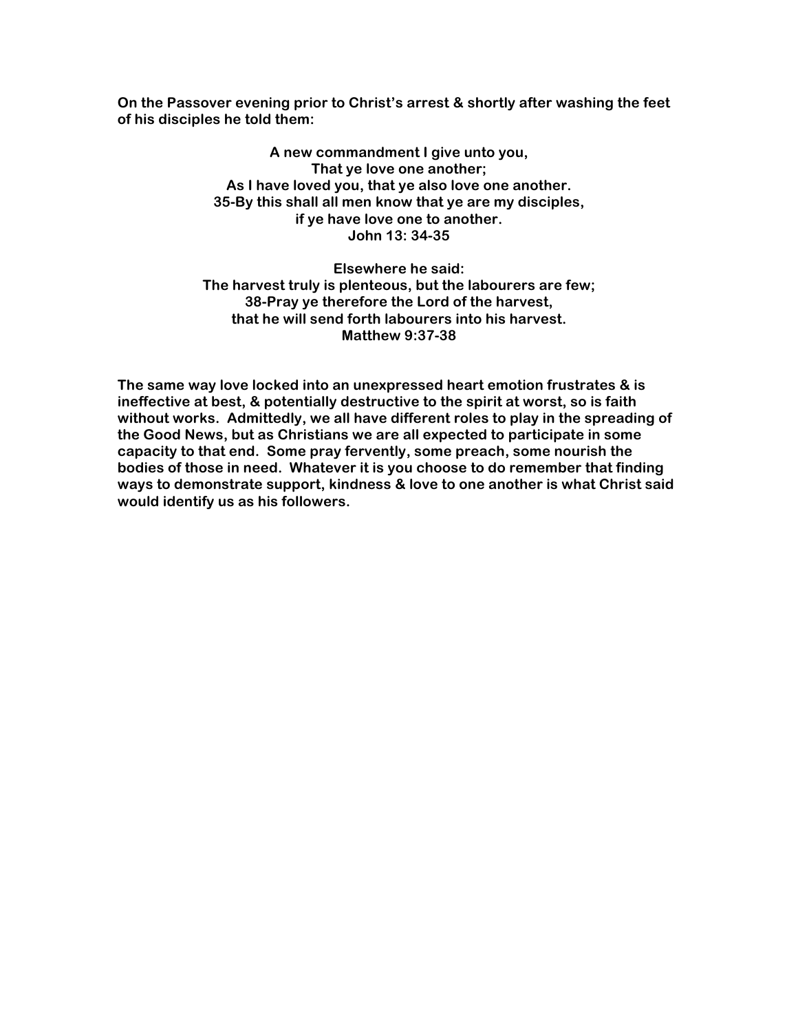**On the Passover evening prior to Christ's arrest & shortly after washing the feet of his disciples he told them:**

**A new commandment I give unto you,**
**That ye love one another;**
**As I have loved you, that ye also love one another.**
**35-By this shall all men know that ye are my disciples,**
**if ye have love one to another.**
**John 13: 34-35**

**Elsewhere he said:**
**The harvest truly is plenteous, but the labourers are few;**
**38-Pray ye therefore the Lord of the harvest,**
**that he will send forth labourers into his harvest.**
**Matthew 9:37-38**

**The same way love locked into an unexpressed heart emotion frustrates & is ineffective at best, & potentially destructive to the spirit at worst, so is faith without works. Admittedly, we all have different roles to play in the spreading of the Good News, but as Christians we are all expected to participate in some capacity to that end. Some pray fervently, some preach, some nourish the bodies of those in need. Whatever it is you choose to do remember that finding ways to demonstrate support, kindness & love to one another is what Christ said would identify us as his followers.**